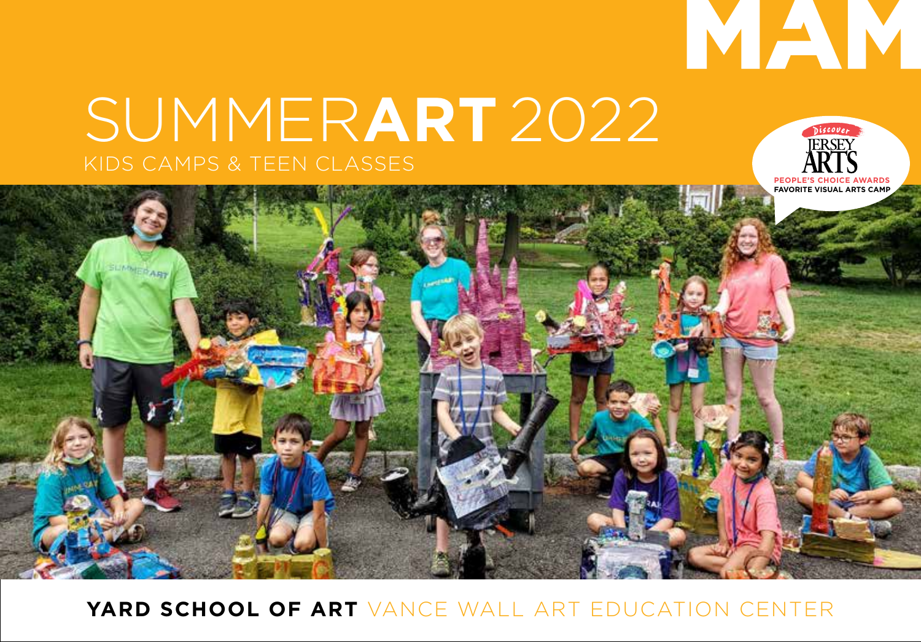MAM

# SUMMER**ART** 2022

KIDS CAMPS & TEEN CLASSES

Discover JERSEY ARTS
PEOPLE'S CHOICE AWARDS
FAVORITE VISUAL ARTS CAMP

**YARD SCHOOL OF ART** VANCE WALL ART EDUCATION CENTER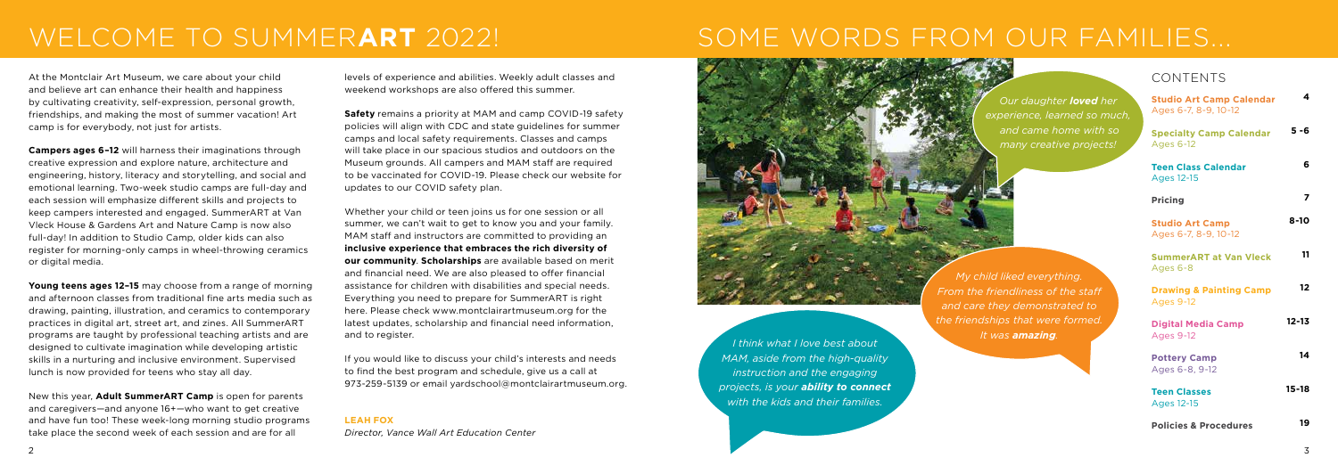# WELCOME TO SUMMER**ART** 2022!

At the Montclair Art Museum, we care about your child and believe art can enhance their health and happiness by cultivating creativity, self-expression, personal growth, friendships, and making the most of summer vacation! Art camp is for everybody, not just for artists.

**Campers ages 6–12** will harness their imaginations through creative expression and explore nature, architecture and engineering, history, literacy and storytelling, and social and emotional learning. Two-week studio camps are full-day and each session will emphasize different skills and projects to keep campers interested and engaged. SummerART at Van Vleck House & Gardens Art and Nature Camp is now also full-day! In addition to Studio Camp, older kids can also register for morning-only camps in wheel-throwing ceramics or digital media.

**Young teens ages 12–15** may choose from a range of morning and afternoon classes from traditional fine arts media such as drawing, painting, illustration, and ceramics to contemporary practices in digital art, street art, and zines. All SummerART programs are taught by professional teaching artists and are designed to cultivate imagination while developing artistic skills in a nurturing and inclusive environment. Supervised lunch is now provided for teens who stay all day.

New this year, **Adult SummerART Camp** is open for parents and caregivers—and anyone 16+—who want to get creative and have fun too! These week-long morning studio programs take place the second week of each session and are for all levels of experience and abilities. Weekly adult classes and weekend workshops are also offered this summer.

**Safety** remains a priority at MAM and camp COVID-19 safety policies will align with CDC and state guidelines for summer camps and local safety requirements. Classes and camps will take place in our spacious studios and outdoors on the Museum grounds. All campers and MAM staff are required to be vaccinated for COVID-19. Please check our website for updates to our COVID safety plan.

Whether your child or teen joins us for one session or all summer, we can't wait to get to know you and your family. MAM staff and instructors are committed to providing an **inclusive experience that embraces the rich diversity of our community**. **Scholarships** are available based on merit and financial need. We are also pleased to offer financial assistance for children with disabilities and special needs. Everything you need to prepare for SummerART is right here. Please check www.montclairartmuseum.org for the latest updates, scholarship and financial need information, and to register.

If you would like to discuss your child's interests and needs to find the best program and schedule, give us a call at 973-259-5139 or email yardschool@montclairartmuseum.org.

**LEAH FOX**
*Director, Vance Wall Art Education Center*

# SOME WORDS FROM OUR FAMILIES...

*Our daughter **loved** her experience, learned so much, and came home with so many creative projects!*

*My child liked everything. From the friendliness of the staff and care they demonstrated to the friendships that were formed. It was **amazing**.*

*I think what I love best about MAM, aside from the high-quality instruction and the engaging projects, is your **ability to connect** with the kids and their families.*

## CONTENTS

| | |
|---|---|
| **Studio Art Camp Calendar** Ages 6-7, 8-9, 10-12 | 4 |
| **Specialty Camp Calendar** Ages 6-12 | 5-6 |
| **Teen Class Calendar** Ages 12-15 | 6 |
| **Pricing** | 7 |
| **Studio Art Camp** Ages 6-7, 8-9, 10-12 | 8-10 |
| **SummerART at Van Vleck** Ages 6-8 | 11 |
| **Drawing & Painting Camp** Ages 9-12 | 12 |
| **Digital Media Camp** Ages 9-12 | 12-13 |
| **Pottery Camp** Ages 6-8, 9-12 | 14 |
| **Teen Classes** Ages 12-15 | 15-18 |
| **Policies & Procedures** | 19 |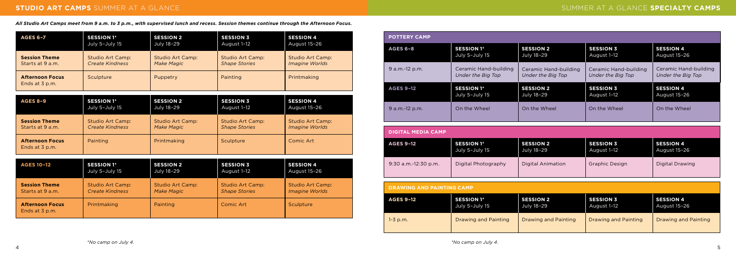## **STUDIO ART CAMPS** SUMMER AT A GLANCE

***All Studio Art Camps meet from 9 a.m. to 3 p.m., with supervised lunch and recess. Session themes continue through the Afternoon Focus.***

| **AGES 6–7** | **SESSION 1*** July 5–July 15 | **SESSION 2** July 18–29 | **SESSION 3** August 1–12 | **SESSION 4** August 15–26 |
|---|---|---|---|---|
| **Session Theme** Starts at 9 a.m. | Studio Art Camp: *Create Kindness* | Studio Art Camp: *Make Magic* | Studio Art Camp: *Shape Stories* | Studio Art Camp: *Imagine Worlds* |
| **Afternoon Focus** Ends at 3 p.m. | Sculpture | Puppetry | Painting | Printmaking |

| **AGES 8–9** | **SESSION 1*** July 5–July 15 | **SESSION 2** July 18–29 | **SESSION 3** August 1–12 | **SESSION 4** August 15–26 |
|---|---|---|---|---|
| **Session Theme** Starts at 9 a.m. | Studio Art Camp: *Create Kindness* | Studio Art Camp: *Make Magic* | Studio Art Camp: *Shape Stories* | Studio Art Camp: *Imagine Worlds* |
| **Afternoon Focus** Ends at 3 p.m. | Painting | Printmaking | Sculpture | Comic Art |

| **AGES 10–12** | **SESSION 1*** July 5–July 15 | **SESSION 2** July 18–29 | **SESSION 3** August 1–12 | **SESSION 4** August 15–26 |
|---|---|---|---|---|
| **Session Theme** Starts at 9 a.m. | Studio Art Camp: *Create Kindness* | Studio Art Camp: *Make Magic* | Studio Art Camp: *Shape Stories* | Studio Art Camp: *Imagine Worlds* |
| **Afternoon Focus** Ends at 3 p.m. | Printmaking | Painting | Comic Art | Sculpture |

*\*No camp on July 4.*

## SUMMER AT A GLANCE **SPECIALTY CAMPS**

| **POTTERY CAMP** | | | | |
|---|---|---|---|---|
| **AGES 6–8** | **SESSION 1*** July 5–July 15 | **SESSION 2** July 18–29 | **SESSION 3** August 1–12 | **SESSION 4** August 15–26 |
| 9 a.m.-12 p.m. | Ceramic Hand-building *Under the Big Top* | Ceramic Hand-building *Under the Big Top* | Ceramic Hand-building *Under the Big Top* | Ceramic Hand-building *Under the Big Top* |
| **AGES 9–12** | **SESSION 1*** July 5–July 15 | **SESSION 2** July 18–29 | **SESSION 3** August 1–12 | **SESSION 4** August 15–26 |
| 9 a.m.-12 p.m. | On the Wheel | On the Wheel | On the Wheel | On the Wheel |

| **DIGITAL MEDIA CAMP** | | | | |
|---|---|---|---|---|
| **AGES 9–12** | **SESSION 1*** July 5–July 15 | **SESSION 2** July 18–29 | **SESSION 3** August 1–12 | **SESSION 4** August 15–26 |
| 9:30 a.m.-12:30 p.m. | Digital Photography | Digital Animation | Graphic Design | Digital Drawing |

| **DRAWING AND PAINTING CAMP** | | | | |
|---|---|---|---|---|
| **AGES 9–12** | **SESSION 1*** July 5–July 15 | **SESSION 2** July 18–29 | **SESSION 3** August 1–12 | **SESSION 4** August 15–26 |
| 1-3 p.m. | Drawing and Painting | Drawing and Painting | Drawing and Painting | Drawing and Painting |

*\*No camp on July 4.*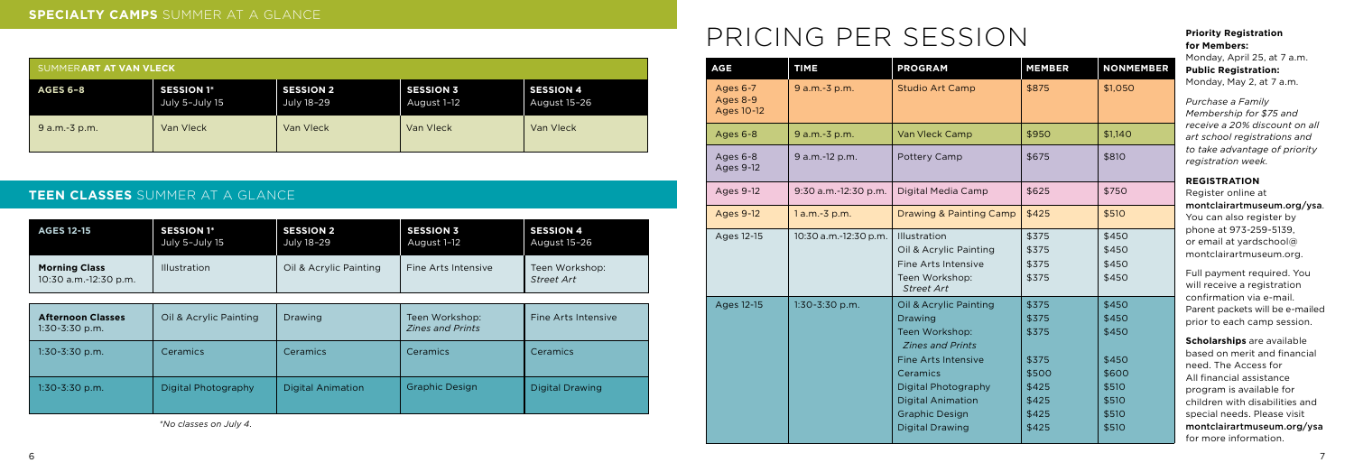## **SPECIALTY CAMPS** SUMMER AT A GLANCE

| SUMMER **ART AT VAN VLECK** | | | | |
|---|---|---|---|---|
| **AGES 6–8** | **SESSION 1*** July 5–July 15 | **SESSION 2** July 18–29 | **SESSION 3** August 1–12 | **SESSION 4** August 15–26 |
| 9 a.m.-3 p.m. | Van Vleck | Van Vleck | Van Vleck | Van Vleck |

## **TEEN CLASSES** SUMMER AT A GLANCE

| **AGES 12-15** | **SESSION 1*** July 5–July 15 | **SESSION 2** July 18–29 | **SESSION 3** August 1–12 | **SESSION 4** August 15–26 |
|---|---|---|---|---|
| **Morning Class** 10:30 a.m.-12:30 p.m. | Illustration | Oil & Acrylic Painting | Fine Arts Intensive | Teen Workshop: *Street Art* |
| **Afternoon Classes** 1:30-3:30 p.m. | Oil & Acrylic Painting | Drawing | Teen Workshop: *Zines and Prints* | Fine Arts Intensive |
| 1:30-3:30 p.m. | Ceramics | Ceramics | Ceramics | Ceramics |
| 1:30-3:30 p.m. | Digital Photography | Digital Animation | Graphic Design | Digital Drawing |

*\*No classes on July 4.*

# PRICING PER SESSION

| AGE | TIME | PROGRAM | MEMBER | NONMEMBER |
|---|---|---|---|---|
| Ages 6-7<br>Ages 8-9<br>Ages 10-12 | 9 a.m.-3 p.m. | Studio Art Camp | $875 | $1,050 |
| Ages 6-8 | 9 a.m.-3 p.m. | Van Vleck Camp | $950 | $1,140 |
| Ages 6-8<br>Ages 9-12 | 9 a.m.-12 p.m. | Pottery Camp | $675 | $810 |
| Ages 9-12 | 9:30 a.m.-12:30 p.m. | Digital Media Camp | $625 | $750 |
| Ages 9-12 | 1 a.m.-3 p.m. | Drawing & Painting Camp | $425 | $510 |
| Ages 12-15 | 10:30 a.m.-12:30 p.m. | Illustration<br>Oil & Acrylic Painting<br>Fine Arts Intensive<br>Teen Workshop: *Street Art* | $375<br>$375<br>$375<br>$375 | $450<br>$450<br>$450<br>$450 |
| Ages 12-15 | 1:30-3:30 p.m. | Oil & Acrylic Painting<br>Drawing<br>Teen Workshop: *Zines and Prints*<br>Fine Arts Intensive<br>Ceramics<br>Digital Photography<br>Digital Animation<br>Graphic Design<br>Digital Drawing | $375<br>$375<br>$375<br>$375<br>$500<br>$425<br>$425<br>$425<br>$425 | $450<br>$450<br>$450<br>$450<br>$600<br>$510<br>$510<br>$510<br>$510 |

**Priority Registration for Members:**
Monday, April 25, at 7 a.m.
**Public Registration:**
Monday, May 2, at 7 a.m.

*Purchase a Family Membership for $75 and receive a 20% discount on all art school registrations and to take advantage of priority registration week.*

**REGISTRATION**

Register online at **montclairartmuseum.org/ysa**. You can also register by phone at 973-259-5139, or email at yardschool@montclairartmuseum.org.

Full payment required. You will receive a registration confirmation via e-mail. Parent packets will be e-mailed prior to each camp session.

**Scholarships** are available based on merit and financial need. The Access for All financial assistance program is available for children with disabilities and special needs. Please visit **montclairartmuseum.org/ysa** for more information.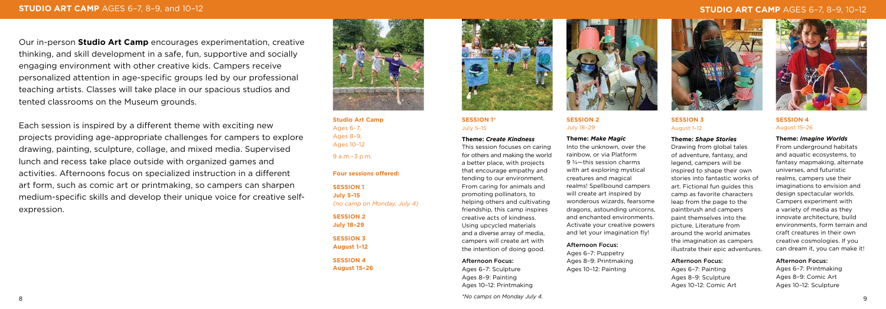# STUDIO ART CAMP AGES 6–7, 8–9, and 10–12

Our in-person **Studio Art Camp** encourages experimentation, creative thinking, and skill development in a safe, fun, supportive and socially engaging environment with other creative kids. Campers receive personalized attention in age-specific groups led by our professional teaching artists. Classes will take place in our spacious studios and tented classrooms on the Museum grounds.

Each session is inspired by a different theme with exciting new projects providing age-appropriate challenges for campers to explore drawing, painting, sculpture, collage, and mixed media. Supervised lunch and recess take place outside with organized games and activities. Afternoons focus on specialized instruction in a different art form, such as comic art or printmaking, so campers can sharpen medium-specific skills and develop their unique voice for creative self-expression.

**Studio Art Camp**
Ages 6–7,
Ages 8–9,
Ages 10–12

9 a.m.–3 p.m.

**Four sessions offered:**

**SESSION 1**
**July 5–15**
*(no camp on Monday, July 4)*

**SESSION 2**
**July 18–29**

**SESSION 3**
**August 1–12**

**SESSION 4**
**August 15–26**

## SESSION 1*
July 5–15

**Theme: *Create Kindness***
This session focuses on caring for others and making the world a better place, with projects that encourage empathy and tending to our environment. From caring for animals and promoting pollinators, to helping others and cultivating friendship, this camp inspires creative acts of kindness. Using upcycled materials and a diverse array of media, campers will create art with the intention of doing good.

Afternoon Focus:
Ages 6–7: Sculpture
Ages 8–9: Painting
Ages 10–12: Printmaking

*\*No camps on Monday July 4.*

## SESSION 2
July 18–29

**Theme: *Make Magic***
Into the unknown, over the rainbow, or via Platform 9 ¾—this session charms with art exploring mystical creatures and magical realms! Spellbound campers will create art inspired by wonderous wizards, fearsome dragons, astounding unicorns, and enchanted environments. Activate your creative powers and let your imagination fly!

Afternoon Focus:
Ages 6–7: Puppetry
Ages 8–9: Printmaking
Ages 10–12: Painting

## SESSION 3
August 1–12

**Theme: *Shape Stories***
Drawing from global tales of adventure, fantasy, and legend, campers will be inspired to shape their own stories into fantastic works of art. Fictional fun guides this camp as favorite characters leap from the page to the paintbrush and campers paint themselves into the picture. Literature from around the world animates the imagination as campers illustrate their epic adventures.

Afternoon Focus:
Ages 6–7: Painting
Ages 8–9: Sculpture
Ages 10–12: Comic Art

## SESSION 4
August 15–26

**Theme: *Imagine Worlds***
From underground habitats and aquatic ecosystems, to fantasy mapmaking, alternate universes, and futuristic realms, campers use their imaginations to envision and design spectacular worlds. Campers experiment with a variety of media as they innovate architecture, build environments, form terrain and craft creatures in their own creative cosmologies. If you can dream it, you can make it!

Afternoon Focus:
Ages 6–7: Printmaking
Ages 8–9: Comic Art
Ages 10–12: Sculpture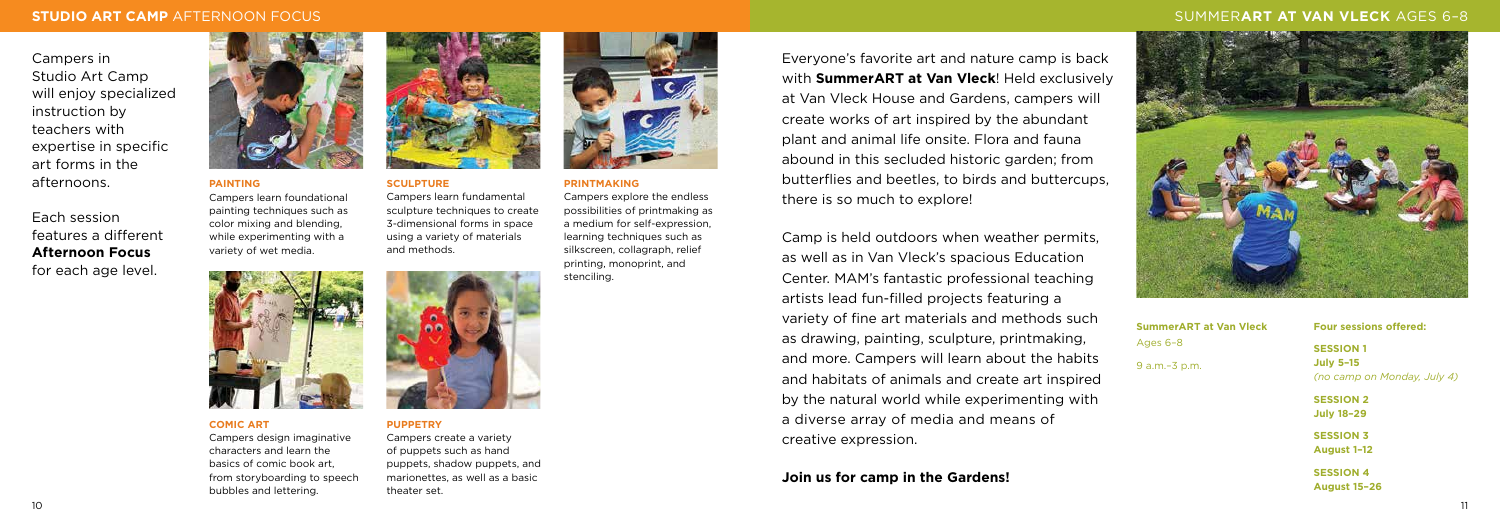## STUDIO ART CAMP AFTERNOON FOCUS

Campers in Studio Art Camp will enjoy specialized instruction by teachers with expertise in specific art forms in the afternoons.

Each session features a different **Afternoon Focus** for each age level.

**PAINTING**

Campers learn foundational painting techniques such as color mixing and blending, while experimenting with a variety of wet media.

**SCULPTURE**

Campers learn fundamental sculpture techniques to create 3-dimensional forms in space using a variety of materials and methods.

**PRINTMAKING**

Campers explore the endless possibilities of printmaking as a medium for self-expression, learning techniques such as silkscreen, collagraph, relief printing, monoprint, and stenciling.

**COMIC ART**

Campers design imaginative characters and learn the basics of comic book art, from storyboarding to speech bubbles and lettering.

**PUPPETRY**

Campers create a variety of puppets such as hand puppets, shadow puppets, and marionettes, as well as a basic theater set.

## SUMMERART AT VAN VLECK AGES 6–8

Everyone's favorite art and nature camp is back with **SummerART at Van Vleck**! Held exclusively at Van Vleck House and Gardens, campers will create works of art inspired by the abundant plant and animal life onsite. Flora and fauna abound in this secluded historic garden; from butterflies and beetles, to birds and buttercups, there is so much to explore!

Camp is held outdoors when weather permits, as well as in Van Vleck's spacious Education Center. MAM's fantastic professional teaching artists lead fun-filled projects featuring a variety of fine art materials and methods such as drawing, painting, sculpture, printmaking, and more. Campers will learn about the habits and habitats of animals and create art inspired by the natural world while experimenting with a diverse array of media and means of creative expression.

**Join us for camp in the Gardens!**

**SummerART at Van Vleck**

Ages 6–8

9 a.m.–3 p.m.

**Four sessions offered:**

**SESSION 1**
**July 5–15**
*(no camp on Monday, July 4)*

**SESSION 2**
**July 18–29**

**SESSION 3**
**August 1–12**

**SESSION 4**
**August 15–26**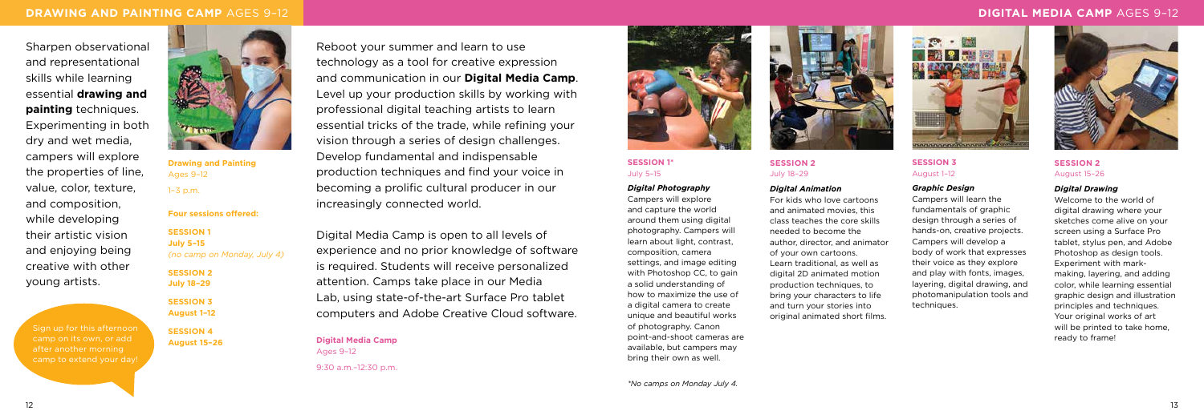## DRAWING AND PAINTING CAMP AGES 9–12

Sharpen observational and representational skills while learning essential **drawing and painting** techniques. Experimenting in both dry and wet media, campers will explore the properties of line, value, color, texture, and composition, while developing their artistic vision and enjoying being creative with other young artists.

Sign up for this afternoon camp on its own, or add after another morning camp to extend your day!

**Drawing and Painting**
Ages 9–12
1–3 p.m.

**Four sessions offered:**

**SESSION 1**
**July 5–15**
*(no camp on Monday, July 4)*

**SESSION 2**
**July 18–29**

**SESSION 3**
**August 1–12**

**SESSION 4**
**August 15–26**

## DIGITAL MEDIA CAMP AGES 9–12

Reboot your summer and learn to use technology as a tool for creative expression and communication in our **Digital Media Camp**. Level up your production skills by working with professional digital teaching artists to learn essential tricks of the trade, while refining your vision through a series of design challenges. Develop fundamental and indispensable production techniques and find your voice in becoming a prolific cultural producer in our increasingly connected world.

Digital Media Camp is open to all levels of experience and no prior knowledge of software is required. Students will receive personalized attention. Camps take place in our Media Lab, using state-of-the-art Surface Pro tablet computers and Adobe Creative Cloud software.

**Digital Media Camp**
Ages 9–12
9:30 a.m.–12:30 p.m.

**SESSION 1***
July 5–15

***Digital Photography***
Campers will explore and capture the world around them using digital photography. Campers will learn about light, contrast, composition, camera settings, and image editing with Photoshop CC, to gain a solid understanding of how to maximize the use of a digital camera to create unique and beautiful works of photography. Canon point-and-shoot cameras are available, but campers may bring their own as well.

*No camps on Monday July 4.

**SESSION 2**
July 18–29

***Digital Animation***
For kids who love cartoons and animated movies, this class teaches the core skills needed to become the author, director, and animator of your own cartoons. Learn traditional, as well as digital 2D animated motion production techniques, to bring your characters to life and turn your stories into original animated short films.

**SESSION 3**
August 1–12

***Graphic Design***
Campers will learn the fundamentals of graphic design through a series of hands-on, creative projects. Campers will develop a body of work that expresses their voice as they explore and play with fonts, images, layering, digital drawing, and photomanipulation tools and techniques.

**SESSION 2**
August 15–26

***Digital Drawing***
Welcome to the world of digital drawing where your sketches come alive on your screen using a Surface Pro tablet, stylus pen, and Adobe Photoshop as design tools. Experiment with mark-making, layering, and adding color, while learning essential graphic design and illustration principles and techniques. Your original works of art will be printed to take home, ready to frame!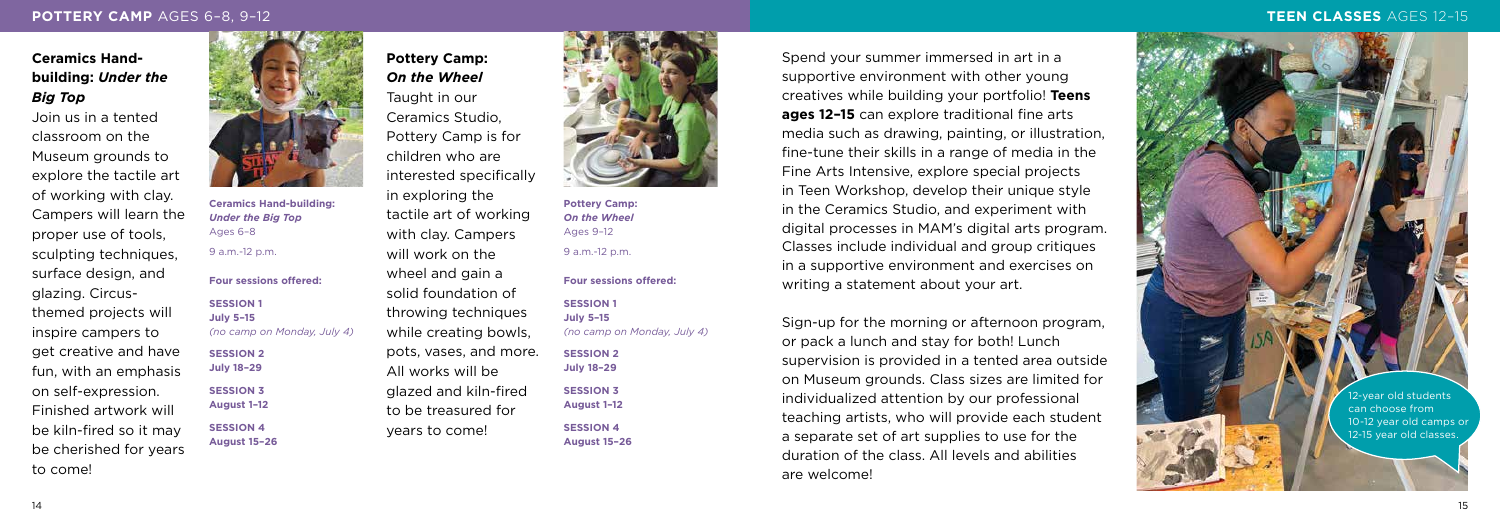## Ceramics Hand-building: *Under the Big Top*

Join us in a tented classroom on the Museum grounds to explore the tactile art of working with clay. Campers will learn the proper use of tools, sculpting techniques, surface design, and glazing. Circus-themed projects will inspire campers to get creative and have fun, with an emphasis on self-expression. Finished artwork will be kiln-fired so it may be cherished for years to come!

**Ceramics Hand-building:**
***Under the Big Top***
Ages 6–8

9 a.m.-12 p.m.

**Four sessions offered:**

**SESSION 1**
**July 5–15**
*(no camp on Monday, July 4)*

**SESSION 2**
**July 18–29**

**SESSION 3**
**August 1–12**

**SESSION 4**
**August 15–26**

## Pottery Camp: *On the Wheel*

Taught in our Ceramics Studio, Pottery Camp is for children who are interested specifically in exploring the tactile art of working with clay. Campers will work on the wheel and gain a solid foundation of throwing techniques while creating bowls, pots, vases, and more. All works will be glazed and kiln-fired to be treasured for years to come!

**Pottery Camp:**
***On the Wheel***
Ages 9–12

9 a.m.-12 p.m.

**Four sessions offered:**

**SESSION 1**
**July 5–15**
*(no camp on Monday, July 4)*

**SESSION 2**
**July 18–29**

**SESSION 3**
**August 1–12**

**SESSION 4**
**August 15–26**

Spend your summer immersed in art in a supportive environment with other young creatives while building your portfolio! **Teens ages 12–15** can explore traditional fine arts media such as drawing, painting, or illustration, fine-tune their skills in a range of media in the Fine Arts Intensive, explore special projects in Teen Workshop, develop their unique style in the Ceramics Studio, and experiment with digital processes in MAM's digital arts program. Classes include individual and group critiques in a supportive environment and exercises on writing a statement about your art.

Sign-up for the morning or afternoon program, or pack a lunch and stay for both! Lunch supervision is provided in a tented area outside on Museum grounds. Class sizes are limited for individualized attention by our professional teaching artists, who will provide each student a separate set of art supplies to use for the duration of the class. All levels and abilities are welcome!

12-year old students can choose from 10-12 year old camps or 12-15 year old classes.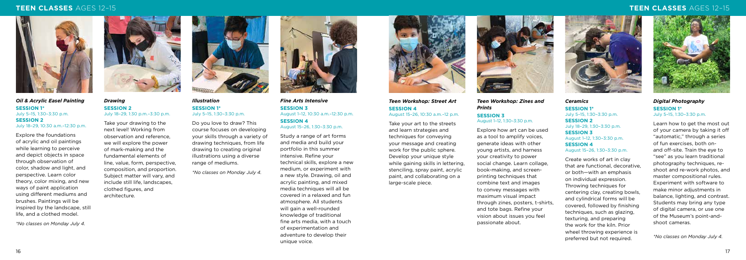## TEEN CLASSES AGES 12–15

### *Oil & Acrylic Easel Painting*

**SESSION 1***
July 5–15, 1:30–3:30 p.m.
**SESSION 2**
July 18–29, 10:30 a.m.–12:30 p.m.

Explore the foundations of acrylic and oil paintings while learning to perceive and depict objects in space through observation of color, shadow and light, and perspective. Learn color theory, color mixing, and new ways of paint application using different mediums and brushes. Paintings will be inspired by the landscape, still life, and a clothed model.

*No classes on Monday July 4.*

### *Drawing*

**SESSION 2**
July 18–29, 1:30 p.m.–3:30 p.m.

Take your drawing to the next level! Working from observation and reference, we will explore the power of mark-making and the fundamental elements of line, value, form, perspective, composition, and proportion. Subject matter will vary, and include still life, landscapes, clothed figures, and architecture.

### *Illustration*

**SESSION 1***
July 5–15, 1:30–3:30 p.m.

Do you love to draw? This course focuses on developing your skills through a variety of drawing techniques, from life drawing to creating original illustrations using a diverse range of mediums.

*No classes on Monday July 4.*

### *Fine Arts Intensive*

**SESSION 3**
August 1–12, 10:30 a.m.–12:30 p.m.
**SESSION 4**
August 15–26, 1:30–3:30 p.m.

Study a range of art forms and media and build your portfolio in this summer intensive. Refine your technical skills, explore a new medium, or experiment with a new style. Drawing, oil and acrylic painting, and mixed media techniques will all be covered in a relaxed and fun atmosphere. All students will gain a well-rounded knowledge of traditional fine arts media, with a touch of experimentation and adventure to develop their unique voice.

### *Teen Workshop: Street Art*

**SESSION 4**
August 15–26, 10:30 a.m.–12 p.m.

Take your art to the streets and learn strategies and techniques for conveying your message and creating work for the public sphere. Develop your unique style while gaining skills in lettering, stenciling, spray paint, acrylic paint, and collaborating on a large-scale piece.

### *Teen Workshop: Zines and Prints*

**SESSION 3**
August 1–12, 1:30–3:30 p.m.

Explore how art can be used as a tool to amplify voices, generate ideas with other young artists, and harness your creativity to power social change. Learn collage, book-making, and screen-printing techniques that combine text and images to convey messages with maximum visual impact through zines, posters, t-shirts, and tote bags. Refine your vision about issues you feel passionate about.

### *Ceramics*

**SESSION 1***
July 5–15, 1:30–3:30 p.m.
**SESSION 2**
July 18–29, 1:30–3:30 p.m.
**SESSION 3**
August 1–12, 1:30–3:30 p.m.
**SESSION 4**
August 15–26, 1:30–3:30 p.m.

Create works of art in clay that are functional, decorative, or both—with an emphasis on individual expression. Throwing techniques for centering clay, creating bowls, and cylindrical forms will be covered, followed by finishing techniques, such as glazing, texturing, and preparing the work for the kiln. Prior wheel throwing experience is preferred but not required.

### *Digital Photography*

**SESSION 1***
July 5–15, 1:30–3:30 p.m.

Learn how to get the most out of your camera by taking it off "automatic," through a series of fun exercises, both on- and off-site. Train the eye to "see" as you learn traditional photography techniques, re-shoot and re-work photos, and master compositional rules. Experiment with software to make minor adjustments in balance, lighting, and contrast. Students may bring any type of digital camera, or use one of the Museum's point-and-shoot cameras.

*No classes on Monday July 4.*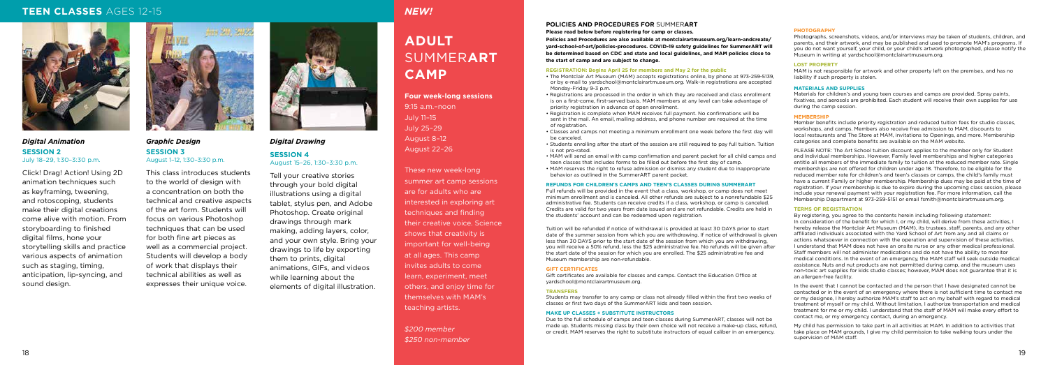# TEEN CLASSES AGES 12-15

### *Digital Animation*

**SESSION 2**
July 18–29, 1:30–3:30 p.m.

Click! Drag! Action! Using 2D animation techniques such as keyframing, tweening, and rotoscoping, students make their digital creations come alive with motion. From storyboarding to finished digital films, hone your storytelling skills and practice various aspects of animation such as staging, timing, anticipation, lip-syncing, and sound design.

### *Graphic Design*

**SESSION 3**
August 1–12, 1:30–3:30 p.m.

This class introduces students to the world of design with a concentration on both the technical and creative aspects of the art form. Students will focus on various Photoshop techniques that can be used for both fine art pieces as well as a commercial project. Students will develop a body of work that displays their technical abilities as well as expresses their unique voice.

### *Digital Drawing*

**SESSION 4**
August 15–26, 1:30–3:30 p.m.

Tell your creative stories through your bold digital illustrations using a digital tablet, stylus pen, and Adobe Photoshop. Create original drawings through mark making, adding layers, color, and your own style. Bring your drawings to life by exporting them to prints, digital animations, GIFs, and videos while learning about the elements of digital illustration.

*NEW!*

# ADULT SUMMER**ART** CAMP

**Four week-long sessions**
9:15 a.m.–noon
July 11–15
July 25–29
August 8–12
August 22–26

These new week-long summer art camp sessions are for adults who are interested in exploring art techniques and finding their creative voice. Science shows that creativity is important for well-being at all ages. This camp invites adults to come learn, experiment, meet others, and enjoy time for themselves with MAM's teaching artists.

*$200 member*
*$250 non-member*

## POLICIES AND PROCEDURES FOR SUMMER**ART**

**Please read below before registering for camp or classes.**

**Policies and Procedures are also available at montclairartmuseum.org/learn-andcreate/yard-school-of-art/policies-procedures. COVID-19 safety guidelines for SummerART will be determined based on CDC and state and local guidelines, and MAM policies close to the start of camp and are subject to change.**

### REGISTRATION: Begins April 25 for members and May 2 for the public

- The Montclair Art Museum (MAM) accepts registrations online, by phone at 973-259-5139, or by e-mail to yardschool@montclairartmuseum.org. Walk-in registrations are accepted Monday-Friday 9-3 p.m.
- Registrations are processed in the order in which they are received and class enrollment is on a first-come, first-served basis. MAM members at any level can take advantage of priority registration in advance of open enrollment.
- Registration is complete when MAM receives full payment. No confirmations will be sent in the mail. An email, mailing address, and phone number are required at the time of registration.
- Classes and camps not meeting a minimum enrollment one week before the first day will be canceled.
- Students enrolling after the start of the session are still required to pay full tuition. Tuition is not pro-rated.
- MAM will send an email with camp confirmation and parent packet for all child camps and teen classes that includes forms to be filled out before the first day of camp.
- MAM reserves the right to refuse admission or dismiss any student due to inappropriate behavior as outlined in the SummerART parent packet.

### REFUNDS FOR CHILDREN'S CAMPS AND TEEN'S CLASSES DURING SUMMERART

Full refunds will be provided in the event that a class, workshop, or camp does not meet minimum enrollment and is canceled. All other refunds are subject to a nonrefundable $25 administrative fee. Students can receive credits if a class, workshop, or camp is canceled. Credits are valid for two years from date issued and are not refundable. Credits are held in the students' account and can be redeemed upon registration.

Tuition will be refunded if notice of withdrawal is provided at least 30 DAYS prior to start date of the summer session from which you are withdrawing. If notice of withdrawal is given less than 30 DAYS prior to the start date of the session from which you are withdrawing, you will receive a 50% refund, less the $25 administrative fee. No refunds will be given after the start date of the session for which you are enrolled. The $25 administrative fee and Museum membership are non-refundable.

### GIFT CERTIFICATES

Gift certificates are available for classes and camps. Contact the Education Office at yardschool@montclairartmuseum.org.

### TRANSFERS

Students may transfer to any camp or class not already filled within the first two weeks of classes or first two days of the SummerART kids and teen session.

### MAKE UP CLASSES + SUBSTITUTE INSTRUCTORS

Due to the full schedule of camps and teen classes during SummerART, classes will not be made up. Students missing class by their own choice will not receive a make-up class, refund, or credit. MAM reserves the right to substitute instructors of equal caliber in an emergency.

### PHOTOGRAPHY

Photographs, screenshots, videos, and/or interviews may be taken of students, children, and parents, and their artwork, and may be published and used to promote MAM's programs. If you do not want yourself, your child, or your child's artwork photographed, please notify the Museum in writing at yardschool@montclairartmuseum.org.

### LOST PROPERTY

MAM is not responsible for artwork and other property left on the premises, and has no liability if such property is stolen.

### MATERIALS AND SUPPLIES

Materials for children's and young teen courses and camps are provided. Spray paints, fixatives, and aerosols are prohibited. Each student will receive their own supplies for use during the camp session.

### MEMBERSHIP

Member benefits include priority registration and reduced tuition fees for studio classes, workshops, and camps. Members also receive free admission to MAM, discounts to local restaurants and The Store at MAM, invitations to Openings, and more. Membership categories and complete benefits are available on the MAM website.

PLEASE NOTE: The Art School tuition discount applies to the member only for Student and Individual memberships. However, Family level memberships and higher categories entitle all members of the immediate family to tuition at the reduced member rate. Single memberships are not offered for children under age 18. Therefore, to be eligible for the reduced member rate for children's and teen's classes or camps, the child's family must have a current Family or higher membership. Membership dues may be paid at the time of registration. If your membership is due to expire during the upcoming class session, please include your renewal payment with your registration fee. For more information, call the Membership Department at 973-259-5151 or email fsmith@montclairartmuseum.org.

### TERMS OF REGISTRATION

By registering, you agree to the contents herein including following statement:
In consideration of the benefit for which I, or my child, will derive from these activities, I hereby release the Montclair Art Museum (MAM), its trustees, staff, parents, and any other affiliated individuals associated with the Yard School of Art from any and all claims or actions whatsoever in connection with the operation and supervision of these activities. I understand that MAM does not have an onsite nurse or any other medical professional. Staff members will not administer medications and do not have the ability to monitor medical conditions. In the event of an emergency, the MAM staff will seek outside medical assistance. Nuts and nut products are not permitted during camp, and the museum uses non-toxic art supplies for kids studio classes; however, MAM does not guarantee that it is an allergen-free facility.

In the event that I cannot be contacted and the person that I have designated cannot be contacted or in the event of an emergency where there is not sufficient time to contact me or my designee, I hereby authorize MAM's staff to act on my behalf with regard to medical treatment of myself or my child. Without limitation, I authorize transportation and medical treatment for me or my child. I understand that the staff of MAM will make every effort to contact me, or my emergency contact, during an emergency.

My child has permission to take part in all activities at MAM. In addition to activities that take place on MAM grounds, I give my child permission to take walking tours under the supervision of MAM staff.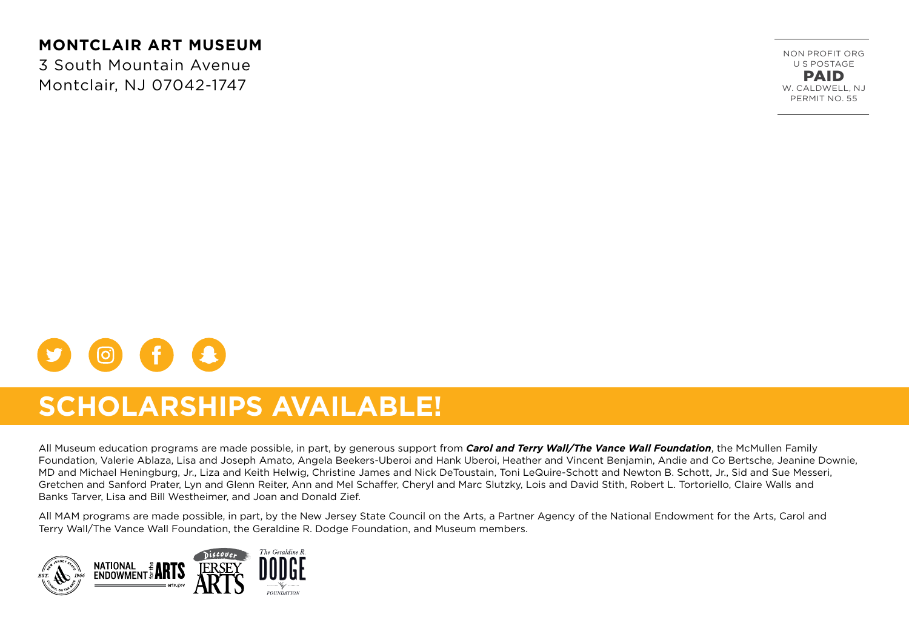**MONTCLAIR ART MUSEUM**
3 South Mountain Avenue
Montclair, NJ 07042-1747

NON PROFIT ORG
U S POSTAGE
**PAID**
W. CALDWELL, NJ
PERMIT NO. 55

# SCHOLARSHIPS AVAILABLE!

All Museum education programs are made possible, in part, by generous support from ***Carol and Terry Wall/The Vance Wall Foundation***, the McMullen Family Foundation, Valerie Ablaza, Lisa and Joseph Amato, Angela Beekers-Uberoi and Hank Uberoi, Heather and Vincent Benjamin, Andie and Co Bertsche, Jeanine Downie, MD and Michael Heningburg, Jr., Liza and Keith Helwig, Christine James and Nick DeToustain, Toni LeQuire-Schott and Newton B. Schott, Jr., Sid and Sue Messeri, Gretchen and Sanford Prater, Lyn and Glenn Reiter, Ann and Mel Schaffer, Cheryl and Marc Slutzky, Lois and David Stith, Robert L. Tortoriello, Claire Walls and Banks Tarver, Lisa and Bill Westheimer, and Joan and Donald Zief.

All MAM programs are made possible, in part, by the New Jersey State Council on the Arts, a Partner Agency of the National Endowment for the Arts, Carol and Terry Wall/The Vance Wall Foundation, the Geraldine R. Dodge Foundation, and Museum members.